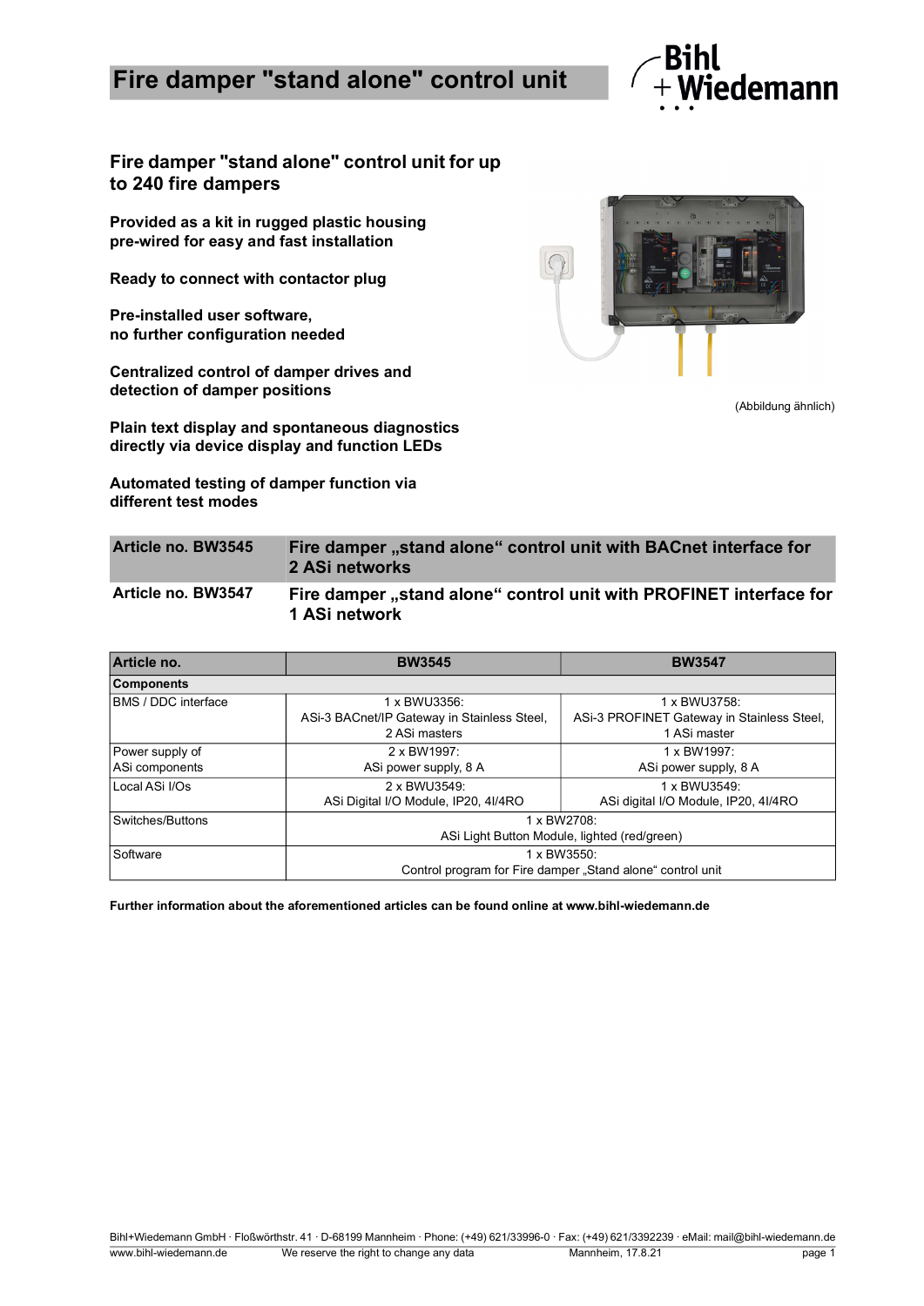# Fire damper "stand alone" control unit

## Fire damper "stand alone" control unit for up to 240 fire dampers

**Provided as a kit in rugged plastic housing pre-wired for easy and fast installation**

**Ready to connect with contactor plug**

**Pre-installed user software, no further configuration needed**

**Centralized control of damper drives and detection of damper positions**

**Plain text display and spontaneous diagnostics directly via device display and function LEDs**

**Automated testing of damper function via different test modes**

(Abbildung ähnlich)

| | |
|---|---|
| **Article no. BW3545** | **Fire damper „stand alone“ control unit with BACnet interface for 2 ASi networks** |
| **Article no. BW3547** | **Fire damper „stand alone“ control unit with PROFINET interface for 1 ASi network** |

| **Article no.** | **BW3545** | **BW3547** |
|---|---|---|
| **Components** | | |
| BMS / DDC interface | 1 x BWU3356: ASi-3 BACnet/IP Gateway in Stainless Steel, 2 ASi masters | 1 x BWU3758: ASi-3 PROFINET Gateway in Stainless Steel, 1 ASi master |
| Power supply of ASi components | 2 x BW1997: ASi power supply, 8 A | 1 x BW1997: ASi power supply, 8 A |
| Local ASi I/Os | 2 x BWU3549: ASi Digital I/O Module, IP20, 4I/4RO | 1 x BWU3549: ASi digital I/O Module, IP20, 4I/4RO |
| Switches/Buttons | 1 x BW2708: ASi Light Button Module, lighted (red/green) | |
| Software | 1 x BW3550: Control program for Fire damper „Stand alone“ control unit | |

**Further information about the aforementioned articles can be found online at www.bihl-wiedemann.de**

Bihl+Wiedemann GmbH · Floßwörthstr. 41 · D-68199 Mannheim · Phone: (+49) 621/33996-0 · Fax: (+49) 621/3392239 · eMail: mail@bihl-wiedemann.de
www.bihl-wiedemann.de We reserve the right to change any data Mannheim, 17.8.21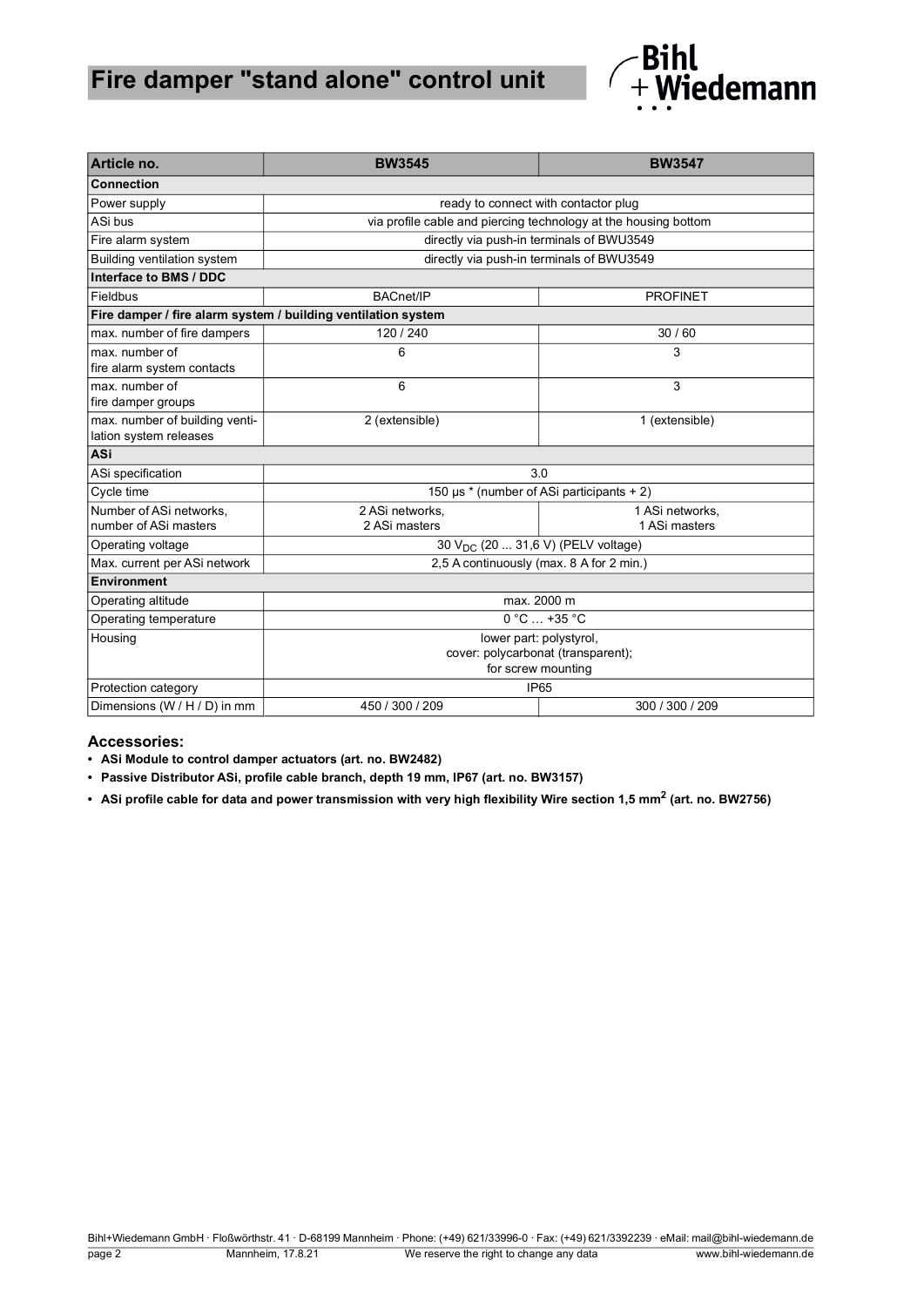# Fire damper "stand alone" control unit

| Article no. | BW3545 | BW3547 |
|---|---|---|
| **Connection** | | |
| Power supply | ready to connect with contactor plug | |
| ASi bus | via profile cable and piercing technology at the housing bottom | |
| Fire alarm system | directly via push-in terminals of BWU3549 | |
| Building ventilation system | directly via push-in terminals of BWU3549 | |
| **Interface to BMS / DDC** | | |
| Fieldbus | BACnet/IP | PROFINET |
| **Fire damper / fire alarm system / building ventilation system** | | |
| max. number of fire dampers | 120 / 240 | 30 / 60 |
| max. number of fire alarm system contacts | 6 | 3 |
| max. number of fire damper groups | 6 | 3 |
| max. number of building ventilation system releases | 2 (extensible) | 1 (extensible) |
| **ASi** | | |
| ASi specification | 3.0 | |
| Cycle time | 150 µs * (number of ASi participants + 2) | |
| Number of ASi networks, number of ASi masters | 2 ASi networks, 2 ASi masters | 1 ASi networks, 1 ASi masters |
| Operating voltage | 30 $V_{DC}$ (20 ... 31,6 V) (PELV voltage) | |
| Max. current per ASi network | 2,5 A continuously (max. 8 A for 2 min.) | |
| **Environment** | | |
| Operating altitude | max. 2000 m | |
| Operating temperature | 0 °C … +35 °C | |
| Housing | lower part: polystyrol, cover: polycarbonat (transparent); for screw mounting | |
| Protection category | IP65 | |
| Dimensions (W / H / D) in mm | 450 / 300 / 209 | 300 / 300 / 209 |

### Accessories:

- **ASi Module to control damper actuators (art. no. BW2482)**
- **Passive Distributor ASi, profile cable branch, depth 19 mm, IP67 (art. no. BW3157)**
- **ASi profile cable for data and power transmission with very high flexibility Wire section 1,5 mm$^2$ (art. no. BW2756)**